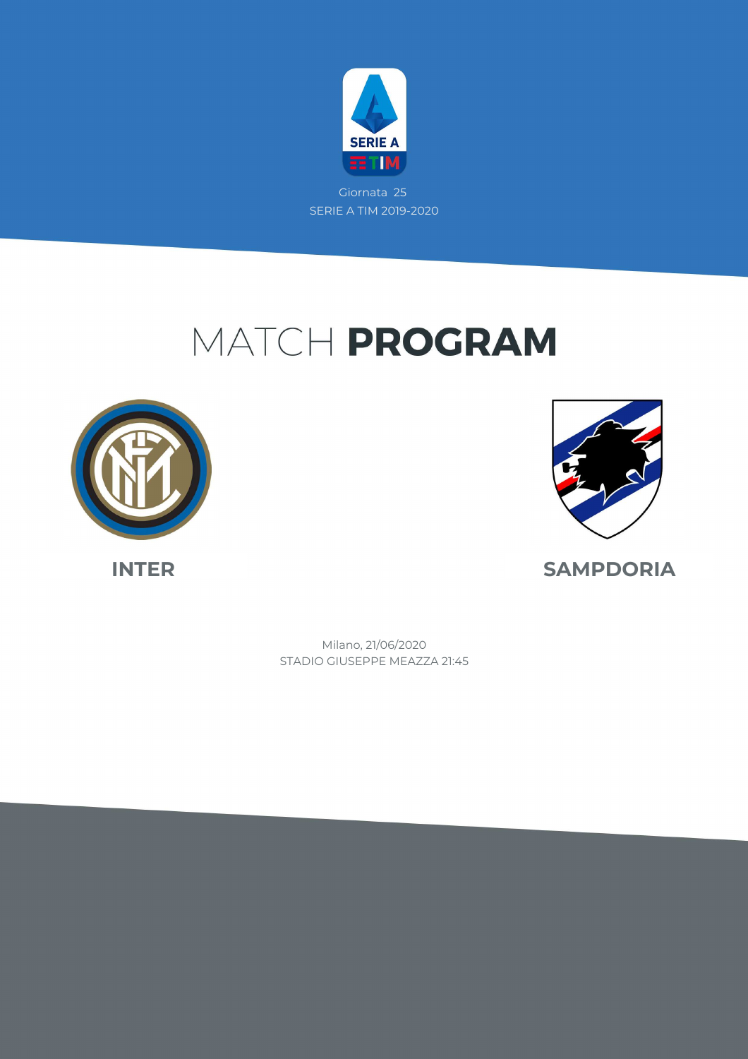SERIE A
TIM

Giornata 25
SERIE A TIM 2019-2020

# MATCH **PROGRAM**

**INTER**

**SAMPDORIA**

Milano, 21/06/2020
STADIO GIUSEPPE MEAZZA 21:45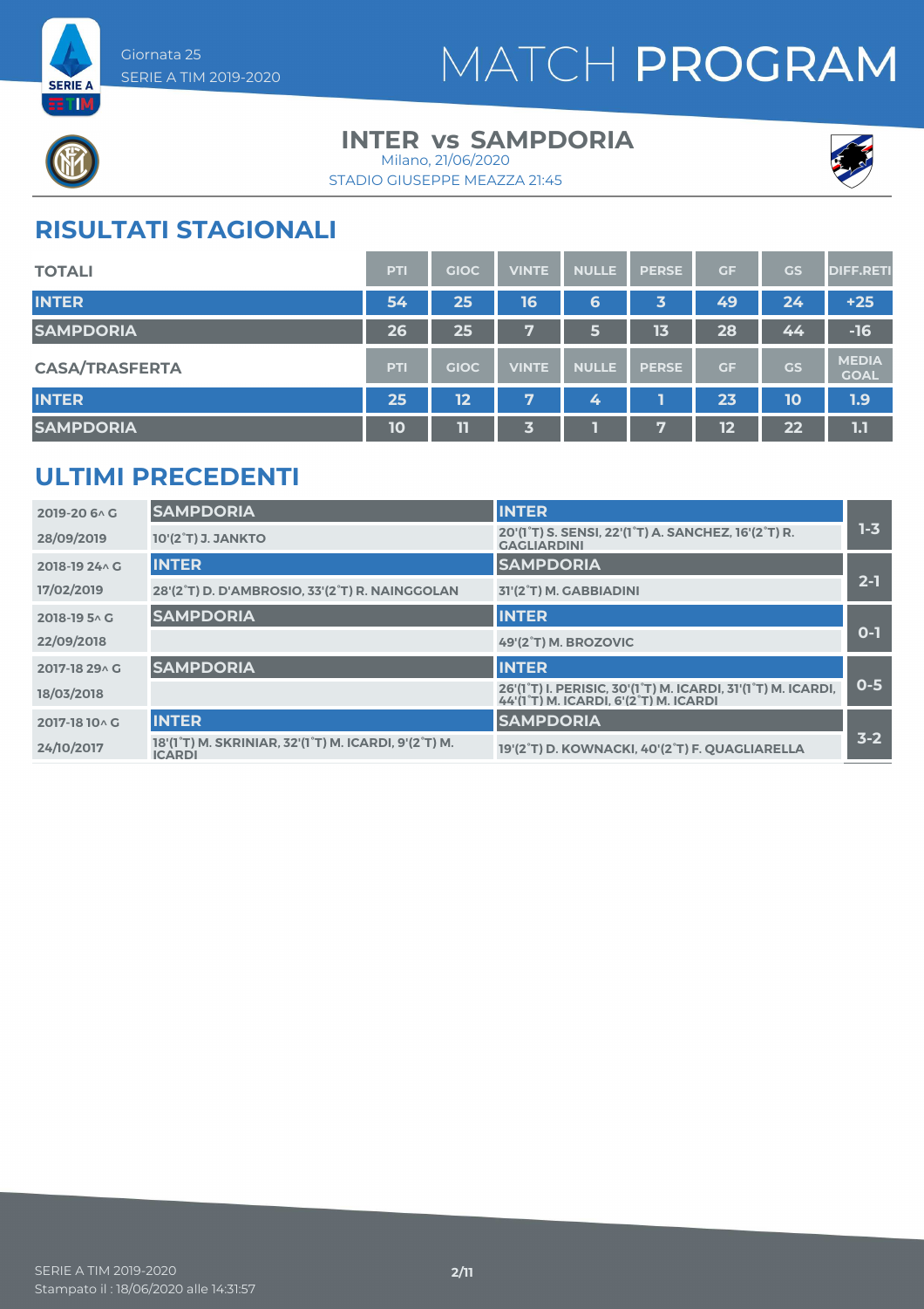Giornata 25
SERIE A TIM 2019-2020

# MATCH PROGRAM

## INTER vs SAMPDORIA

Milano, 21/06/2020
STADIO GIUSEPPE MEAZZA 21:45

## RISULTATI STAGIONALI

| TOTALI | PTI | GIOC | VINTE | NULLE | PERSE | GF | GS | DIFF.RETI |
|---|---|---|---|---|---|---|---|---|
| INTER | 54 | 25 | 16 | 6 | 3 | 49 | 24 | +25 |
| SAMPDORIA | 26 | 25 | 7 | 5 | 13 | 28 | 44 | -16 |

| CASA/TRASFERTA | PTI | GIOC | VINTE | NULLE | PERSE | GF | GS | MEDIA GOAL |
|---|---|---|---|---|---|---|---|---|
| INTER | 25 | 12 | 7 | 4 | 1 | 23 | 10 | 1.9 |
| SAMPDORIA | 10 | 11 | 3 | 1 | 7 | 12 | 22 | 1.1 |

## ULTIMI PRECEDENTI

| Giornata / Data | Casa | Trasferta | Risultato |
|---|---|---|---|
| 2019-20 6^ G | SAMPDORIA | INTER | 1-3 |
| 28/09/2019 | 10'(2°T) J. JANKTO | 20'(1°T) S. SENSI, 22'(1°T) A. SANCHEZ, 16'(2°T) R. GAGLIARDINI | |
| 2018-19 24^ G | INTER | SAMPDORIA | 2-1 |
| 17/02/2019 | 28'(2°T) D. D'AMBROSIO, 33'(2°T) R. NAINGGOLAN | 31'(2°T) M. GABBIADINI | |
| 2018-19 5^ G | SAMPDORIA | INTER | 0-1 |
| 22/09/2018 | | 49'(2°T) M. BROZOVIC | |
| 2017-18 29^ G | SAMPDORIA | INTER | 0-5 |
| 18/03/2018 | | 26'(1°T) I. PERISIC, 30'(1°T) M. ICARDI, 31'(1°T) M. ICARDI, 44'(1°T) M. ICARDI, 6'(2°T) M. ICARDI | |
| 2017-18 10^ G | INTER | SAMPDORIA | 3-2 |
| 24/10/2017 | 18'(1°T) M. SKRINIAR, 32'(1°T) M. ICARDI, 9'(2°T) M. ICARDI | 19'(2°T) D. KOWNACKI, 40'(2°T) F. QUAGLIARELLA | |

SERIE A TIM 2019-2020
Stampato il : 18/06/2020 alle 14:31:57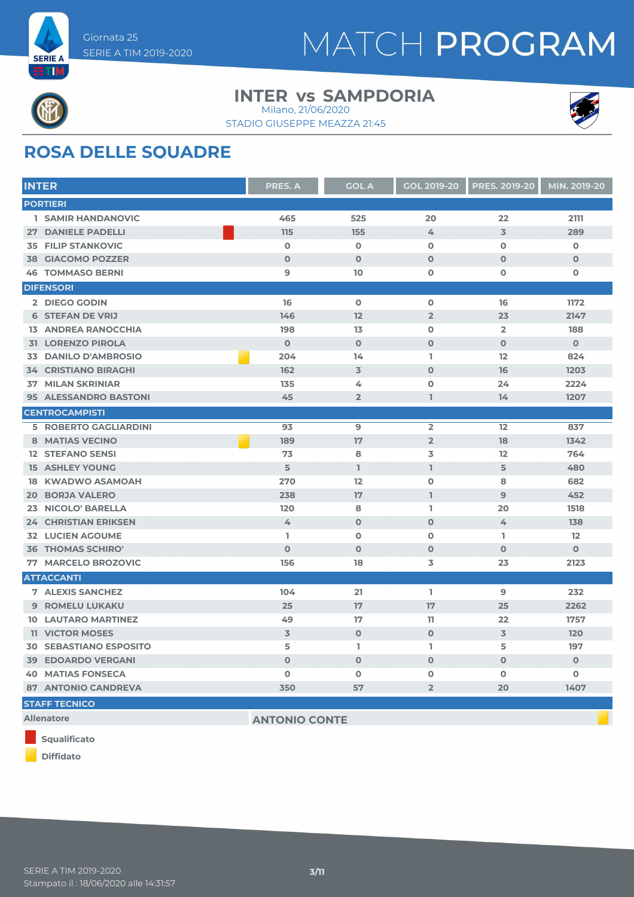Giornata 25
SERIE A TIM 2019-2020

# MATCH PROGRAM

## INTER vs SAMPDORIA

Milano, 21/06/2020
STADIO GIUSEPPE MEAZZA 21:45

## ROSA DELLE SQUADRE

| INTER | | PRES. A | GOL A | GOL 2019-20 | PRES. 2019-20 | MIN. 2019-20 |
|---|---|---|---|---|---|---|
| **PORTIERI** | | | | | | |
| 1 | SAMIR HANDANOVIC | 465 | 525 | 20 | 22 | 2111 |
| 27 | DANIELE PADELLI (Squalificato) | 115 | 155 | 4 | 3 | 289 |
| 35 | FILIP STANKOVIC | 0 | 0 | 0 | 0 | 0 |
| 38 | GIACOMO POZZER | 0 | 0 | 0 | 0 | 0 |
| 46 | TOMMASO BERNI | 9 | 10 | 0 | 0 | 0 |
| **DIFENSORI** | | | | | | |
| 2 | DIEGO GODIN | 16 | 0 | 0 | 16 | 1172 |
| 6 | STEFAN DE VRIJ | 146 | 12 | 2 | 23 | 2147 |
| 13 | ANDREA RANOCCHIA | 198 | 13 | 0 | 2 | 188 |
| 31 | LORENZO PIROLA | 0 | 0 | 0 | 0 | 0 |
| 33 | DANILO D'AMBROSIO (Diffidato) | 204 | 14 | 1 | 12 | 824 |
| 34 | CRISTIANO BIRAGHI | 162 | 3 | 0 | 16 | 1203 |
| 37 | MILAN SKRINIAR | 135 | 4 | 0 | 24 | 2224 |
| 95 | ALESSANDRO BASTONI | 45 | 2 | 1 | 14 | 1207 |
| **CENTROCAMPISTI** | | | | | | |
| 5 | ROBERTO GAGLIARDINI | 93 | 9 | 2 | 12 | 837 |
| 8 | MATIAS VECINO (Diffidato) | 189 | 17 | 2 | 18 | 1342 |
| 12 | STEFANO SENSI | 73 | 8 | 3 | 12 | 764 |
| 15 | ASHLEY YOUNG | 5 | 1 | 1 | 5 | 480 |
| 18 | KWADWO ASAMOAH | 270 | 12 | 0 | 8 | 682 |
| 20 | BORJA VALERO | 238 | 17 | 1 | 9 | 452 |
| 23 | NICOLO' BARELLA | 120 | 8 | 1 | 20 | 1518 |
| 24 | CHRISTIAN ERIKSEN | 4 | 0 | 0 | 4 | 138 |
| 32 | LUCIEN AGOUME | 1 | 0 | 0 | 1 | 12 |
| 36 | THOMAS SCHIRO' | 0 | 0 | 0 | 0 | 0 |
| 77 | MARCELO BROZOVIC | 156 | 18 | 3 | 23 | 2123 |
| **ATTACCANTI** | | | | | | |
| 7 | ALEXIS SANCHEZ | 104 | 21 | 1 | 9 | 232 |
| 9 | ROMELU LUKAKU | 25 | 17 | 17 | 25 | 2262 |
| 10 | LAUTARO MARTINEZ | 49 | 17 | 11 | 22 | 1757 |
| 11 | VICTOR MOSES | 3 | 0 | 0 | 3 | 120 |
| 30 | SEBASTIANO ESPOSITO | 5 | 1 | 1 | 5 | 197 |
| 39 | EDOARDO VERGANI | 0 | 0 | 0 | 0 | 0 |
| 40 | MATIAS FONSECA | 0 | 0 | 0 | 0 | 0 |
| 87 | ANTONIO CANDREVA | 350 | 57 | 2 | 20 | 1407 |

**STAFF TECNICO**

| Allenatore | ANTONIO CONTE (Diffidato) |
|---|---|

- Squalificato
- Diffidato

SERIE A TIM 2019-2020
Stampato il : 18/06/2020 alle 14:31:57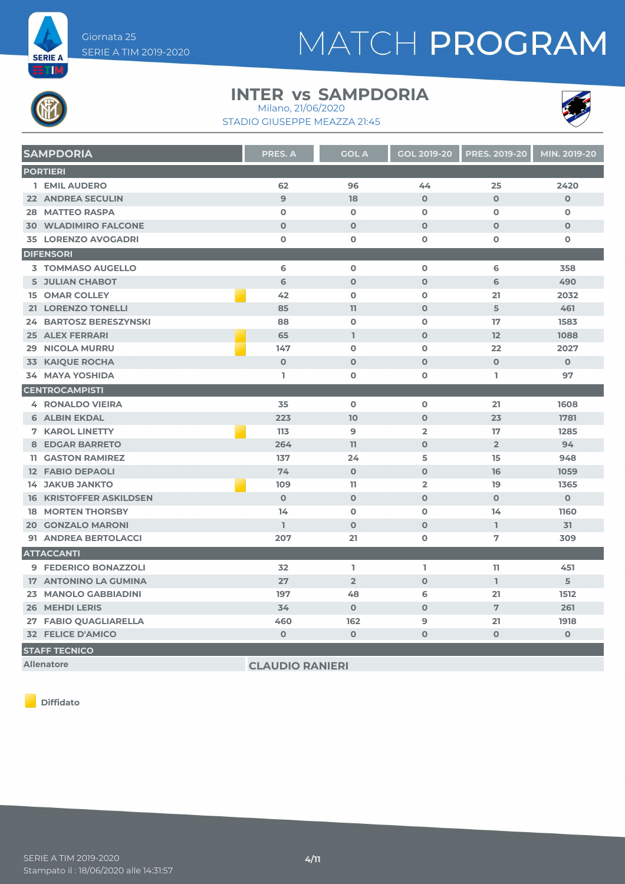Giornata 25
SERIE A TIM 2019-2020

# MATCH PROGRAM

## INTER vs SAMPDORIA

Milano, 21/06/2020
STADIO GIUSEPPE MEAZZA 21:45

| SAMPDORIA | PRES. A | GOL A | GOL 2019-20 | PRES. 2019-20 | MIN. 2019-20 |
|---|---|---|---|---|---|
| **PORTIERI** | | | | | |
| 1 EMIL AUDERO | 62 | 96 | 44 | 25 | 2420 |
| 22 ANDREA SECULIN | 9 | 18 | 0 | 0 | 0 |
| 28 MATTEO RASPA | 0 | 0 | 0 | 0 | 0 |
| 30 WLADIMIRO FALCONE | 0 | 0 | 0 | 0 | 0 |
| 35 LORENZO AVOGADRI | 0 | 0 | 0 | 0 | 0 |
| **DIFENSORI** | | | | | |
| 3 TOMMASO AUGELLO | 6 | 0 | 0 | 6 | 358 |
| 5 JULIAN CHABOT | 6 | 0 | 0 | 6 | 490 |
| 15 OMAR COLLEY (Diffidato) | 42 | 0 | 0 | 21 | 2032 |
| 21 LORENZO TONELLI | 85 | 11 | 0 | 5 | 461 |
| 24 BARTOSZ BERESZYNSKI | 88 | 0 | 0 | 17 | 1583 |
| 25 ALEX FERRARI (Diffidato) | 65 | 1 | 0 | 12 | 1088 |
| 29 NICOLA MURRU (Diffidato) | 147 | 0 | 0 | 22 | 2027 |
| 33 KAIQUE ROCHA | 0 | 0 | 0 | 0 | 0 |
| 34 MAYA YOSHIDA | 1 | 0 | 0 | 1 | 97 |
| **CENTROCAMPISTI** | | | | | |
| 4 RONALDO VIEIRA | 35 | 0 | 0 | 21 | 1608 |
| 6 ALBIN EKDAL | 223 | 10 | 0 | 23 | 1781 |
| 7 KAROL LINETTY (Diffidato) | 113 | 9 | 2 | 17 | 1285 |
| 8 EDGAR BARRETO | 264 | 11 | 0 | 2 | 94 |
| 11 GASTON RAMIREZ | 137 | 24 | 5 | 15 | 948 |
| 12 FABIO DEPAOLI | 74 | 0 | 0 | 16 | 1059 |
| 14 JAKUB JANKTO (Diffidato) | 109 | 11 | 2 | 19 | 1365 |
| 16 KRISTOFFER ASKILDSEN | 0 | 0 | 0 | 0 | 0 |
| 18 MORTEN THORSBY | 14 | 0 | 0 | 14 | 1160 |
| 20 GONZALO MARONI | 1 | 0 | 0 | 1 | 31 |
| 91 ANDREA BERTOLACCI | 207 | 21 | 0 | 7 | 309 |
| **ATTACCANTI** | | | | | |
| 9 FEDERICO BONAZZOLI | 32 | 1 | 1 | 11 | 451 |
| 17 ANTONINO LA GUMINA | 27 | 2 | 0 | 1 | 5 |
| 23 MANOLO GABBIADINI | 197 | 48 | 6 | 21 | 1512 |
| 26 MEHDI LERIS | 34 | 0 | 0 | 7 | 261 |
| 27 FABIO QUAGLIARELLA | 460 | 162 | 9 | 21 | 1918 |
| 32 FELICE D'AMICO | 0 | 0 | 0 | 0 | 0 |

**STAFF TECNICO**

| Allenatore | CLAUDIO RANIERI |
|---|---|

Diffidato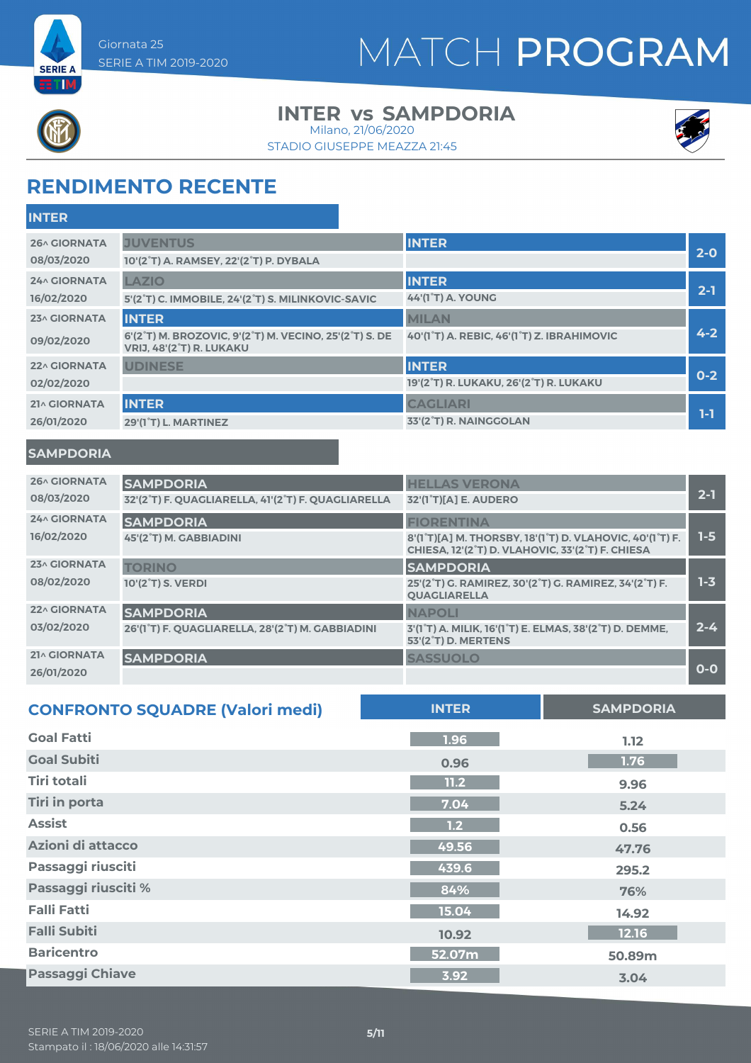Giornata 25
SERIE A TIM 2019-2020

# MATCH PROGRAM

## INTER vs SAMPDORIA

Milano, 21/06/2020
STADIO GIUSEPPE MEAZZA 21:45

## RENDIMENTO RECENTE

### INTER

| Giornata | Casa | Ospite | Risultato |
|---|---|---|---|
| 26^ GIORNATA 08/03/2020 | JUVENTUS<br>10'(2°T) A. RAMSEY, 22'(2°T) P. DYBALA | INTER | 2-0 |
| 24^ GIORNATA 16/02/2020 | LAZIO<br>5'(2°T) C. IMMOBILE, 24'(2°T) S. MILINKOVIC-SAVIC | INTER<br>44'(1°T) A. YOUNG | 2-1 |
| 23^ GIORNATA 09/02/2020 | INTER<br>6'(2°T) M. BROZOVIC, 9'(2°T) M. VECINO, 25'(2°T) S. DE VRIJ, 48'(2°T) R. LUKAKU | MILAN<br>40'(1°T) A. REBIC, 46'(1°T) Z. IBRAHIMOVIC | 4-2 |
| 22^ GIORNATA 02/02/2020 | UDINESE | INTER<br>19'(2°T) R. LUKAKU, 26'(2°T) R. LUKAKU | 0-2 |
| 21^ GIORNATA 26/01/2020 | INTER<br>29'(1°T) L. MARTINEZ | CAGLIARI<br>33'(2°T) R. NAINGGOLAN | 1-1 |

### SAMPDORIA

| Giornata | Casa | Ospite | Risultato |
|---|---|---|---|
| 26^ GIORNATA 08/03/2020 | SAMPDORIA<br>32'(2°T) F. QUAGLIARELLA, 41'(2°T) F. QUAGLIARELLA | HELLAS VERONA<br>32'(1°T)[A] E. AUDERO | 2-1 |
| 24^ GIORNATA 16/02/2020 | SAMPDORIA<br>45'(2°T) M. GABBIADINI | FIORENTINA<br>8'(1°T)[A] M. THORSBY, 18'(1°T) D. VLAHOVIC, 40'(1°T) F. CHIESA, 12'(2°T) D. VLAHOVIC, 33'(2°T) F. CHIESA | 1-5 |
| 23^ GIORNATA 08/02/2020 | TORINO<br>10'(2°T) S. VERDI | SAMPDORIA<br>25'(2°T) G. RAMIREZ, 30'(2°T) G. RAMIREZ, 34'(2°T) F. QUAGLIARELLA | 1-3 |
| 22^ GIORNATA 03/02/2020 | SAMPDORIA<br>26'(1°T) F. QUAGLIARELLA, 28'(2°T) M. GABBIADINI | NAPOLI<br>3'(1°T) A. MILIK, 16'(1°T) E. ELMAS, 38'(2°T) D. DEMME, 53'(2°T) D. MERTENS | 2-4 |
| 21^ GIORNATA 26/01/2020 | SAMPDORIA | SASSUOLO | 0-0 |

## CONFRONTO SQUADRE (Valori medi)

| | INTER | SAMPDORIA |
|---|---|---|
| Goal Fatti | 1.96 | 1.12 |
| Goal Subiti | 0.96 | 1.76 |
| Tiri totali | 11.2 | 9.96 |
| Tiri in porta | 7.04 | 5.24 |
| Assist | 1.2 | 0.56 |
| Azioni di attacco | 49.56 | 47.76 |
| Passaggi riusciti | 439.6 | 295.2 |
| Passaggi riusciti % | 84% | 76% |
| Falli Fatti | 15.04 | 14.92 |
| Falli Subiti | 10.92 | 12.16 |
| Baricentro | 52.07m | 50.89m |
| Passaggi Chiave | 3.92 | 3.04 |

SERIE A TIM 2019-2020
Stampato il : 18/06/2020 alle 14:31:57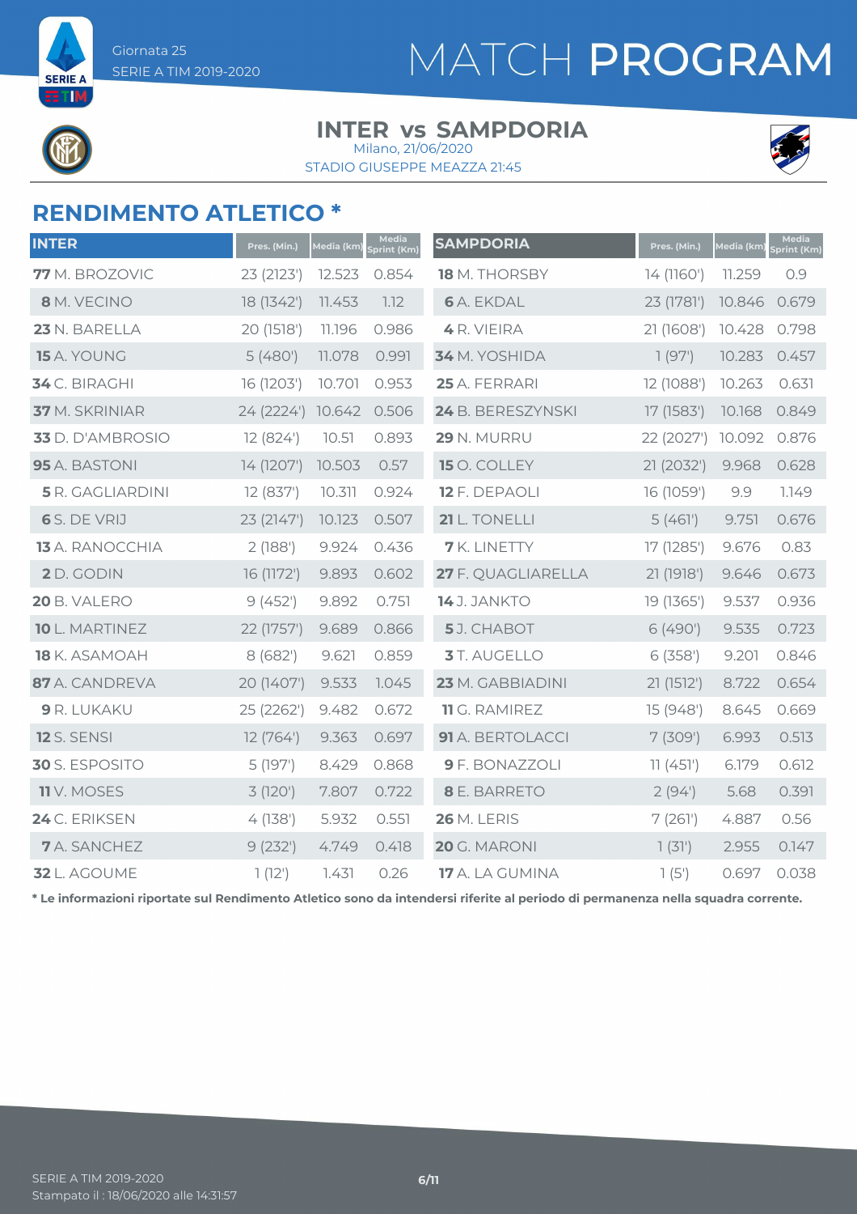Giornata 25
SERIE A TIM 2019-2020

# MATCH PROGRAM

## INTER vs SAMPDORIA

Milano, 21/06/2020
STADIO GIUSEPPE MEAZZA 21:45

## RENDIMENTO ATLETICO *

| INTER | Pres. (Min.) | Media (km) | Media Sprint (Km) | SAMPDORIA | Pres. (Min.) | Media (km) | Media Sprint (Km) |
|---|---|---|---|---|---|---|---|
| **77** M. BROZOVIC | 23 (2123') | 12.523 | 0.854 | **18** M. THORSBY | 14 (1160') | 11.259 | 0.9 |
| **8** M. VECINO | 18 (1342') | 11.453 | 1.12 | **6** A. EKDAL | 23 (1781') | 10.846 | 0.679 |
| **23** N. BARELLA | 20 (1518') | 11.196 | 0.986 | **4** R. VIEIRA | 21 (1608') | 10.428 | 0.798 |
| **15** A. YOUNG | 5 (480') | 11.078 | 0.991 | **34** M. YOSHIDA | 1 (97') | 10.283 | 0.457 |
| **34** C. BIRAGHI | 16 (1203') | 10.701 | 0.953 | **25** A. FERRARI | 12 (1088') | 10.263 | 0.631 |
| **37** M. SKRINIAR | 24 (2224') | 10.642 | 0.506 | **24** B. BERESZYNSKI | 17 (1583') | 10.168 | 0.849 |
| **33** D. D'AMBROSIO | 12 (824') | 10.51 | 0.893 | **29** N. MURRU | 22 (2027') | 10.092 | 0.876 |
| **95** A. BASTONI | 14 (1207') | 10.503 | 0.57 | **15** O. COLLEY | 21 (2032') | 9.968 | 0.628 |
| **5** R. GAGLIARDINI | 12 (837') | 10.311 | 0.924 | **12** F. DEPAOLI | 16 (1059') | 9.9 | 1.149 |
| **6** S. DE VRIJ | 23 (2147') | 10.123 | 0.507 | **21** L. TONELLI | 5 (461') | 9.751 | 0.676 |
| **13** A. RANOCCHIA | 2 (188') | 9.924 | 0.436 | **7** K. LINETTY | 17 (1285') | 9.676 | 0.83 |
| **2** D. GODIN | 16 (1172') | 9.893 | 0.602 | **27** F. QUAGLIARELLA | 21 (1918') | 9.646 | 0.673 |
| **20** B. VALERO | 9 (452') | 9.892 | 0.751 | **14** J. JANKTO | 19 (1365') | 9.537 | 0.936 |
| **10** L. MARTINEZ | 22 (1757') | 9.689 | 0.866 | **5** J. CHABOT | 6 (490') | 9.535 | 0.723 |
| **18** K. ASAMOAH | 8 (682') | 9.621 | 0.859 | **3** T. AUGELLO | 6 (358') | 9.201 | 0.846 |
| **87** A. CANDREVA | 20 (1407') | 9.533 | 1.045 | **23** M. GABBIADINI | 21 (1512') | 8.722 | 0.654 |
| **9** R. LUKAKU | 25 (2262') | 9.482 | 0.672 | **11** G. RAMIREZ | 15 (948') | 8.645 | 0.669 |
| **12** S. SENSI | 12 (764') | 9.363 | 0.697 | **91** A. BERTOLACCI | 7 (309') | 6.993 | 0.513 |
| **30** S. ESPOSITO | 5 (197') | 8.429 | 0.868 | **9** F. BONAZZOLI | 11 (451') | 6.179 | 0.612 |
| **11** V. MOSES | 3 (120') | 7.807 | 0.722 | **8** E. BARRETO | 2 (94') | 5.68 | 0.391 |
| **24** C. ERIKSEN | 4 (138') | 5.932 | 0.551 | **26** M. LERIS | 7 (261') | 4.887 | 0.56 |
| **7** A. SANCHEZ | 9 (232') | 4.749 | 0.418 | **20** G. MARONI | 1 (31') | 2.955 | 0.147 |
| **32** L. AGOUME | 1 (12') | 1.431 | 0.26 | **17** A. LA GUMINA | 1 (5') | 0.697 | 0.038 |

**\* Le informazioni riportate sul Rendimento Atletico sono da intendersi riferite al periodo di permanenza nella squadra corrente.**

SERIE A TIM 2019-2020
Stampato il : 18/06/2020 alle 14:31:57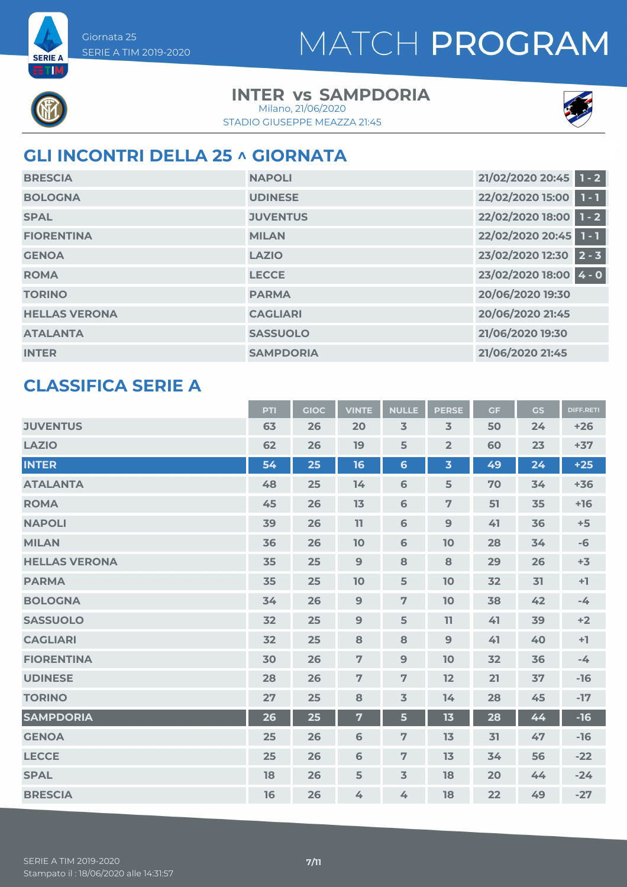Giornata 25
SERIE A TIM 2019-2020

# MATCH PROGRAM

## INTER vs SAMPDORIA

Milano, 21/06/2020
STADIO GIUSEPPE MEAZZA 21:45

## GLI INCONTRI DELLA 25 ^ GIORNATA

| | | | |
|---|---|---|---|
| BRESCIA | NAPOLI | 21/02/2020 20:45 | 1 - 2 |
| BOLOGNA | UDINESE | 22/02/2020 15:00 | 1 - 1 |
| SPAL | JUVENTUS | 22/02/2020 18:00 | 1 - 2 |
| FIORENTINA | MILAN | 22/02/2020 20:45 | 1 - 1 |
| GENOA | LAZIO | 23/02/2020 12:30 | 2 - 3 |
| ROMA | LECCE | 23/02/2020 18:00 | 4 - 0 |
| TORINO | PARMA | 20/06/2020 19:30 | |
| HELLAS VERONA | CAGLIARI | 20/06/2020 21:45 | |
| ATALANTA | SASSUOLO | 21/06/2020 19:30 | |
| INTER | SAMPDORIA | 21/06/2020 21:45 | |

## CLASSIFICA SERIE A

| | PTI | GIOC | VINTE | NULLE | PERSE | GF | GS | DIFF.RETI |
|---|---|---|---|---|---|---|---|---|
| JUVENTUS | 63 | 26 | 20 | 3 | 3 | 50 | 24 | +26 |
| LAZIO | 62 | 26 | 19 | 5 | 2 | 60 | 23 | +37 |
| INTER | 54 | 25 | 16 | 6 | 3 | 49 | 24 | +25 |
| ATALANTA | 48 | 25 | 14 | 6 | 5 | 70 | 34 | +36 |
| ROMA | 45 | 26 | 13 | 6 | 7 | 51 | 35 | +16 |
| NAPOLI | 39 | 26 | 11 | 6 | 9 | 41 | 36 | +5 |
| MILAN | 36 | 26 | 10 | 6 | 10 | 28 | 34 | -6 |
| HELLAS VERONA | 35 | 25 | 9 | 8 | 8 | 29 | 26 | +3 |
| PARMA | 35 | 25 | 10 | 5 | 10 | 32 | 31 | +1 |
| BOLOGNA | 34 | 26 | 9 | 7 | 10 | 38 | 42 | -4 |
| SASSUOLO | 32 | 25 | 9 | 5 | 11 | 41 | 39 | +2 |
| CAGLIARI | 32 | 25 | 8 | 8 | 9 | 41 | 40 | +1 |
| FIORENTINA | 30 | 26 | 7 | 9 | 10 | 32 | 36 | -4 |
| UDINESE | 28 | 26 | 7 | 7 | 12 | 21 | 37 | -16 |
| TORINO | 27 | 25 | 8 | 3 | 14 | 28 | 45 | -17 |
| SAMPDORIA | 26 | 25 | 7 | 5 | 13 | 28 | 44 | -16 |
| GENOA | 25 | 26 | 6 | 7 | 13 | 31 | 47 | -16 |
| LECCE | 25 | 26 | 6 | 7 | 13 | 34 | 56 | -22 |
| SPAL | 18 | 26 | 5 | 3 | 18 | 20 | 44 | -24 |
| BRESCIA | 16 | 26 | 4 | 4 | 18 | 22 | 49 | -27 |

SERIE A TIM 2019-2020
Stampato il : 18/06/2020 alle 14:31:57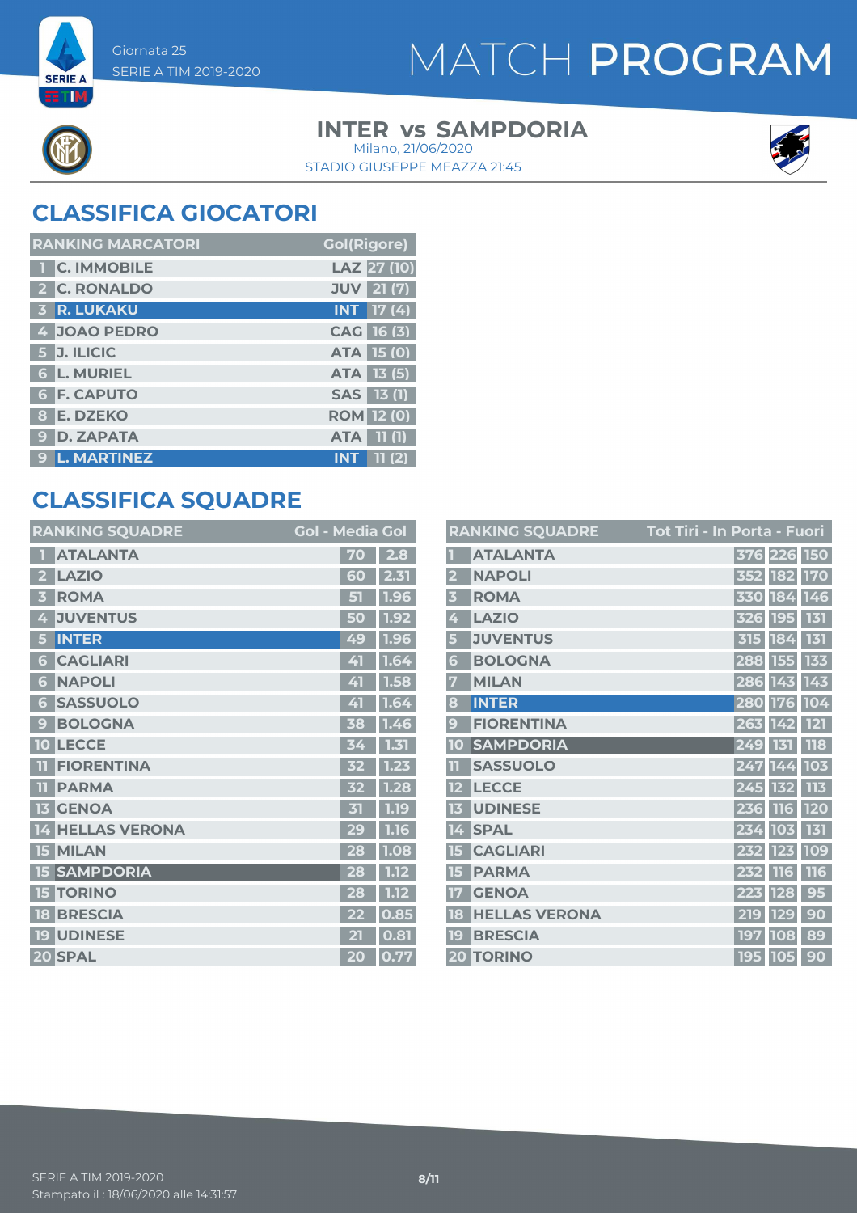Giornata 25

SERIE A TIM 2019-2020

# MATCH PROGRAM

## INTER vs SAMPDORIA

Milano, 21/06/2020

STADIO GIUSEPPE MEAZZA 21:45

## CLASSIFICA GIOCATORI

| RANKING MARCATORI | | Gol(Rigore) |
|---|---|---|
| 1 | C. IMMOBILE | LAZ 27 (10) |
| 2 | C. RONALDO | JUV 21 (7) |
| 3 | R. LUKAKU | INT 17 (4) |
| 4 | JOAO PEDRO | CAG 16 (3) |
| 5 | J. ILICIC | ATA 15 (0) |
| 6 | L. MURIEL | ATA 13 (5) |
| 6 | F. CAPUTO | SAS 13 (1) |
| 8 | E. DZEKO | ROM 12 (0) |
| 9 | D. ZAPATA | ATA 11 (1) |
| 9 | L. MARTINEZ | INT 11 (2) |

## CLASSIFICA SQUADRE

| RANKING SQUADRE | | Gol | Media Gol |
|---|---|---|---|
| 1 | ATALANTA | 70 | 2.8 |
| 2 | LAZIO | 60 | 2.31 |
| 3 | ROMA | 51 | 1.96 |
| 4 | JUVENTUS | 50 | 1.92 |
| 5 | INTER | 49 | 1.96 |
| 6 | CAGLIARI | 41 | 1.64 |
| 6 | NAPOLI | 41 | 1.58 |
| 6 | SASSUOLO | 41 | 1.64 |
| 9 | BOLOGNA | 38 | 1.46 |
| 10 | LECCE | 34 | 1.31 |
| 11 | FIORENTINA | 32 | 1.23 |
| 11 | PARMA | 32 | 1.28 |
| 13 | GENOA | 31 | 1.19 |
| 14 | HELLAS VERONA | 29 | 1.16 |
| 15 | MILAN | 28 | 1.08 |
| 15 | SAMPDORIA | 28 | 1.12 |
| 15 | TORINO | 28 | 1.12 |
| 18 | BRESCIA | 22 | 0.85 |
| 19 | UDINESE | 21 | 0.81 |
| 20 | SPAL | 20 | 0.77 |

| RANKING SQUADRE | | Tot Tiri | In Porta | Fuori |
|---|---|---|---|---|
| 1 | ATALANTA | 376 | 226 | 150 |
| 2 | NAPOLI | 352 | 182 | 170 |
| 3 | ROMA | 330 | 184 | 146 |
| 4 | LAZIO | 326 | 195 | 131 |
| 5 | JUVENTUS | 315 | 184 | 131 |
| 6 | BOLOGNA | 288 | 155 | 133 |
| 7 | MILAN | 286 | 143 | 143 |
| 8 | INTER | 280 | 176 | 104 |
| 9 | FIORENTINA | 263 | 142 | 121 |
| 10 | SAMPDORIA | 249 | 131 | 118 |
| 11 | SASSUOLO | 247 | 144 | 103 |
| 12 | LECCE | 245 | 132 | 113 |
| 13 | UDINESE | 236 | 116 | 120 |
| 14 | SPAL | 234 | 103 | 131 |
| 15 | CAGLIARI | 232 | 123 | 109 |
| 15 | PARMA | 232 | 116 | 116 |
| 17 | GENOA | 223 | 128 | 95 |
| 18 | HELLAS VERONA | 219 | 129 | 90 |
| 19 | BRESCIA | 197 | 108 | 89 |
| 20 | TORINO | 195 | 105 | 90 |

SERIE A TIM 2019-2020

Stampato il : 18/06/2020 alle 14:31:57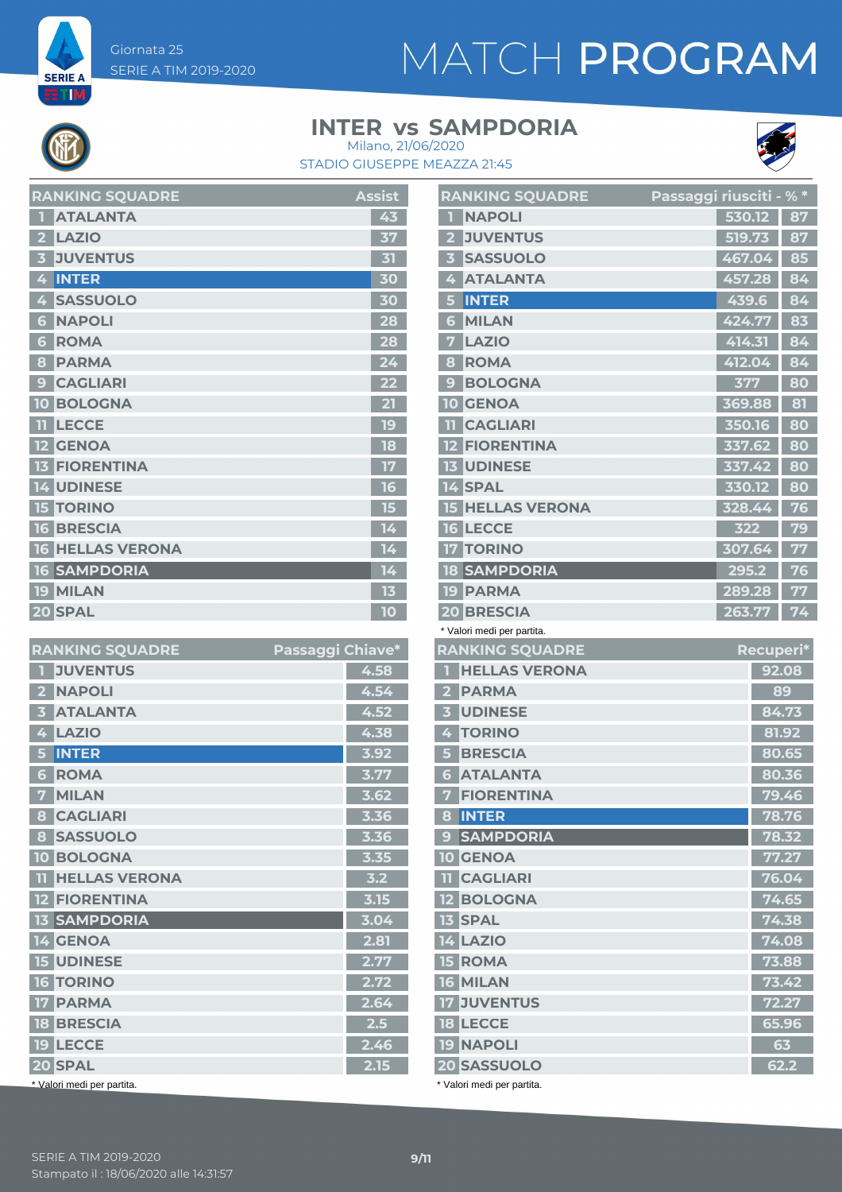Giornata 25
SERIE A TIM 2019-2020

# MATCH PROGRAM

## INTER vs SAMPDORIA

Milano, 21/06/2020
STADIO GIUSEPPE MEAZZA 21:45

| RANKING SQUADRE | | Assist |
|---|---|---|
| 1 | ATALANTA | 43 |
| 2 | LAZIO | 37 |
| 3 | JUVENTUS | 31 |
| 4 | INTER | 30 |
| 4 | SASSUOLO | 30 |
| 6 | NAPOLI | 28 |
| 6 | ROMA | 28 |
| 8 | PARMA | 24 |
| 9 | CAGLIARI | 22 |
| 10 | BOLOGNA | 21 |
| 11 | LECCE | 19 |
| 12 | GENOA | 18 |
| 13 | FIORENTINA | 17 |
| 14 | UDINESE | 16 |
| 15 | TORINO | 15 |
| 16 | BRESCIA | 14 |
| 16 | HELLAS VERONA | 14 |
| 16 | SAMPDORIA | 14 |
| 19 | MILAN | 13 |
| 20 | SPAL | 10 |

| RANKING SQUADRE | | Passaggi riusciti | % * |
|---|---|---|---|
| 1 | NAPOLI | 530.12 | 87 |
| 2 | JUVENTUS | 519.73 | 87 |
| 3 | SASSUOLO | 467.04 | 85 |
| 4 | ATALANTA | 457.28 | 84 |
| 5 | INTER | 439.6 | 84 |
| 6 | MILAN | 424.77 | 83 |
| 7 | LAZIO | 414.31 | 84 |
| 8 | ROMA | 412.04 | 84 |
| 9 | BOLOGNA | 377 | 80 |
| 10 | GENOA | 369.88 | 81 |
| 11 | CAGLIARI | 350.16 | 80 |
| 12 | FIORENTINA | 337.62 | 80 |
| 13 | UDINESE | 337.42 | 80 |
| 14 | SPAL | 330.12 | 80 |
| 15 | HELLAS VERONA | 328.44 | 76 |
| 16 | LECCE | 322 | 79 |
| 17 | TORINO | 307.64 | 77 |
| 18 | SAMPDORIA | 295.2 | 76 |
| 19 | PARMA | 289.28 | 77 |
| 20 | BRESCIA | 263.77 | 74 |

* Valori medi per partita.

| RANKING SQUADRE | | Passaggi Chiave* |
|---|---|---|
| 1 | JUVENTUS | 4.58 |
| 2 | NAPOLI | 4.54 |
| 3 | ATALANTA | 4.52 |
| 4 | LAZIO | 4.38 |
| 5 | INTER | 3.92 |
| 6 | ROMA | 3.77 |
| 7 | MILAN | 3.62 |
| 8 | CAGLIARI | 3.36 |
| 8 | SASSUOLO | 3.36 |
| 10 | BOLOGNA | 3.35 |
| 11 | HELLAS VERONA | 3.2 |
| 12 | FIORENTINA | 3.15 |
| 13 | SAMPDORIA | 3.04 |
| 14 | GENOA | 2.81 |
| 15 | UDINESE | 2.77 |
| 16 | TORINO | 2.72 |
| 17 | PARMA | 2.64 |
| 18 | BRESCIA | 2.5 |
| 19 | LECCE | 2.46 |
| 20 | SPAL | 2.15 |

* Valori medi per partita.

| RANKING SQUADRE | | Recuperi* |
|---|---|---|
| 1 | HELLAS VERONA | 92.08 |
| 2 | PARMA | 89 |
| 3 | UDINESE | 84.73 |
| 4 | TORINO | 81.92 |
| 5 | BRESCIA | 80.65 |
| 6 | ATALANTA | 80.36 |
| 7 | FIORENTINA | 79.46 |
| 8 | INTER | 78.76 |
| 9 | SAMPDORIA | 78.32 |
| 10 | GENOA | 77.27 |
| 11 | CAGLIARI | 76.04 |
| 12 | BOLOGNA | 74.65 |
| 13 | SPAL | 74.38 |
| 14 | LAZIO | 74.08 |
| 15 | ROMA | 73.88 |
| 16 | MILAN | 73.42 |
| 17 | JUVENTUS | 72.27 |
| 18 | LECCE | 65.96 |
| 19 | NAPOLI | 63 |
| 20 | SASSUOLO | 62.2 |

* Valori medi per partita.

SERIE A TIM 2019-2020
Stampato il : 18/06/2020 alle 14:31:57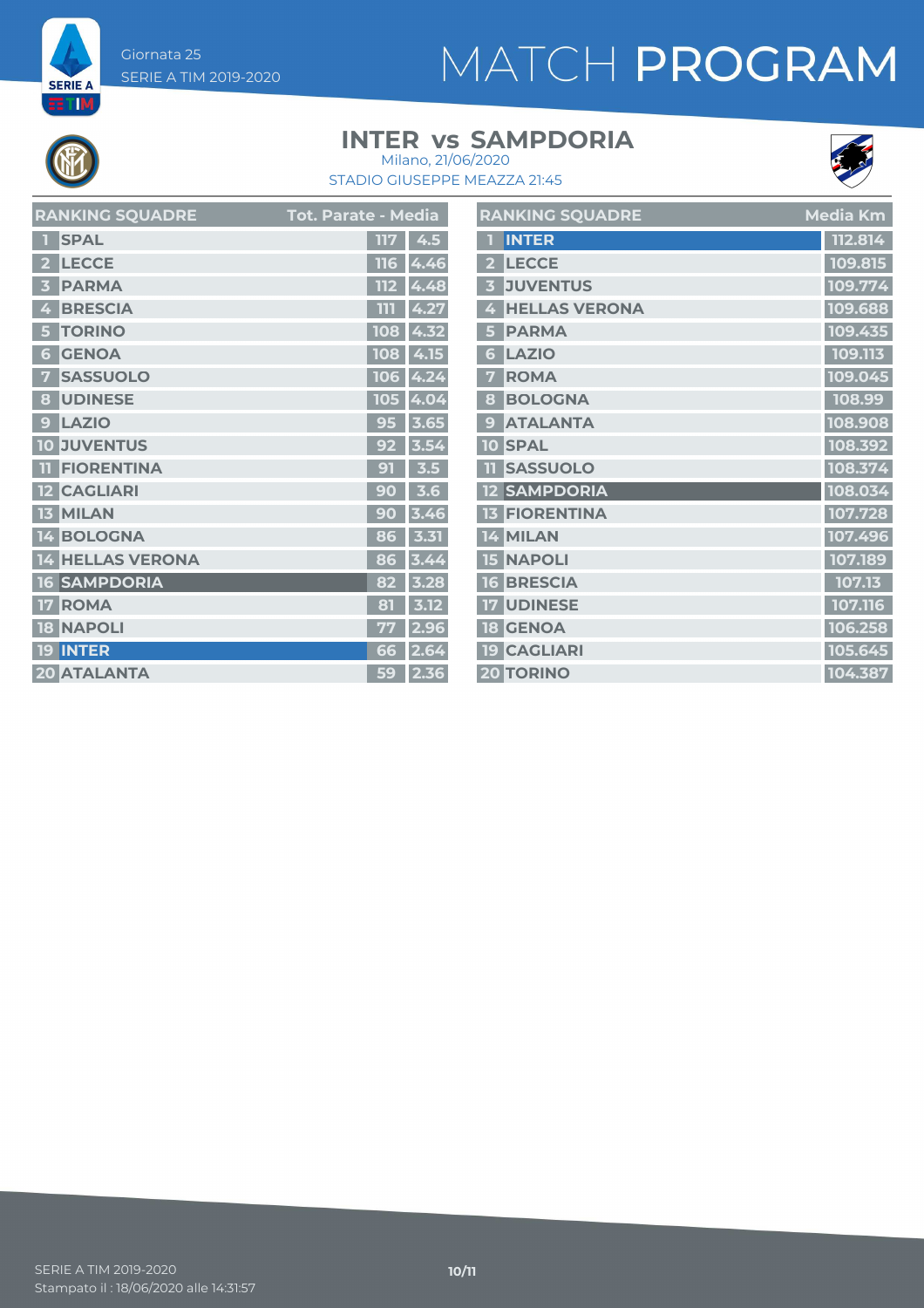Giornata 25
SERIE A TIM 2019-2020

# MATCH PROGRAM

## INTER vs SAMPDORIA

Milano, 21/06/2020
STADIO GIUSEPPE MEAZZA 21:45

| # | RANKING SQUADRE | Tot. Parate | Media |
|---|---|---|---|
| 1 | SPAL | 117 | 4.5 |
| 2 | LECCE | 116 | 4.46 |
| 3 | PARMA | 112 | 4.48 |
| 4 | BRESCIA | 111 | 4.27 |
| 5 | TORINO | 108 | 4.32 |
| 6 | GENOA | 108 | 4.15 |
| 7 | SASSUOLO | 106 | 4.24 |
| 8 | UDINESE | 105 | 4.04 |
| 9 | LAZIO | 95 | 3.65 |
| 10 | JUVENTUS | 92 | 3.54 |
| 11 | FIORENTINA | 91 | 3.5 |
| 12 | CAGLIARI | 90 | 3.6 |
| 13 | MILAN | 90 | 3.46 |
| 14 | BOLOGNA | 86 | 3.31 |
| 14 | HELLAS VERONA | 86 | 3.44 |
| 16 | SAMPDORIA | 82 | 3.28 |
| 17 | ROMA | 81 | 3.12 |
| 18 | NAPOLI | 77 | 2.96 |
| 19 | INTER | 66 | 2.64 |
| 20 | ATALANTA | 59 | 2.36 |

| # | RANKING SQUADRE | Media Km |
|---|---|---|
| 1 | INTER | 112.814 |
| 2 | LECCE | 109.815 |
| 3 | JUVENTUS | 109.774 |
| 4 | HELLAS VERONA | 109.688 |
| 5 | PARMA | 109.435 |
| 6 | LAZIO | 109.113 |
| 7 | ROMA | 109.045 |
| 8 | BOLOGNA | 108.99 |
| 9 | ATALANTA | 108.908 |
| 10 | SPAL | 108.392 |
| 11 | SASSUOLO | 108.374 |
| 12 | SAMPDORIA | 108.034 |
| 13 | FIORENTINA | 107.728 |
| 14 | MILAN | 107.496 |
| 15 | NAPOLI | 107.189 |
| 16 | BRESCIA | 107.13 |
| 17 | UDINESE | 107.116 |
| 18 | GENOA | 106.258 |
| 19 | CAGLIARI | 105.645 |
| 20 | TORINO | 104.387 |

SERIE A TIM 2019-2020
Stampato il : 18/06/2020 alle 14:31:57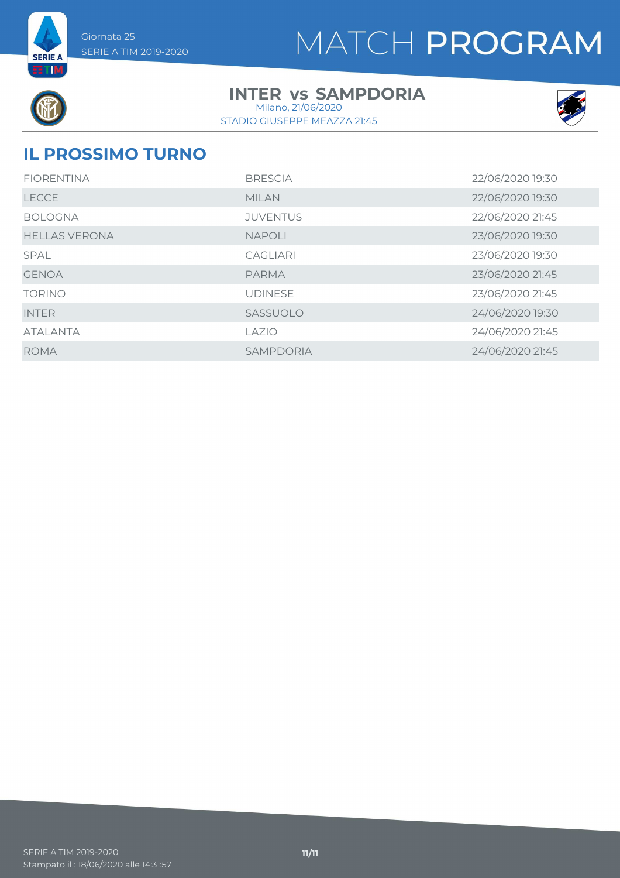# MATCH PROGRAM

Giornata 25
SERIE A TIM 2019-2020

## INTER vs SAMPDORIA

Milano, 21/06/2020
STADIO GIUSEPPE MEAZZA 21:45

## IL PROSSIMO TURNO

| | | |
|---|---|---|
| FIORENTINA | BRESCIA | 22/06/2020 19:30 |
| LECCE | MILAN | 22/06/2020 19:30 |
| BOLOGNA | JUVENTUS | 22/06/2020 21:45 |
| HELLAS VERONA | NAPOLI | 23/06/2020 19:30 |
| SPAL | CAGLIARI | 23/06/2020 19:30 |
| GENOA | PARMA | 23/06/2020 21:45 |
| TORINO | UDINESE | 23/06/2020 21:45 |
| INTER | SASSUOLO | 24/06/2020 19:30 |
| ATALANTA | LAZIO | 24/06/2020 21:45 |
| ROMA | SAMPDORIA | 24/06/2020 21:45 |

SERIE A TIM 2019-2020
Stampato il : 18/06/2020 alle 14:31:57